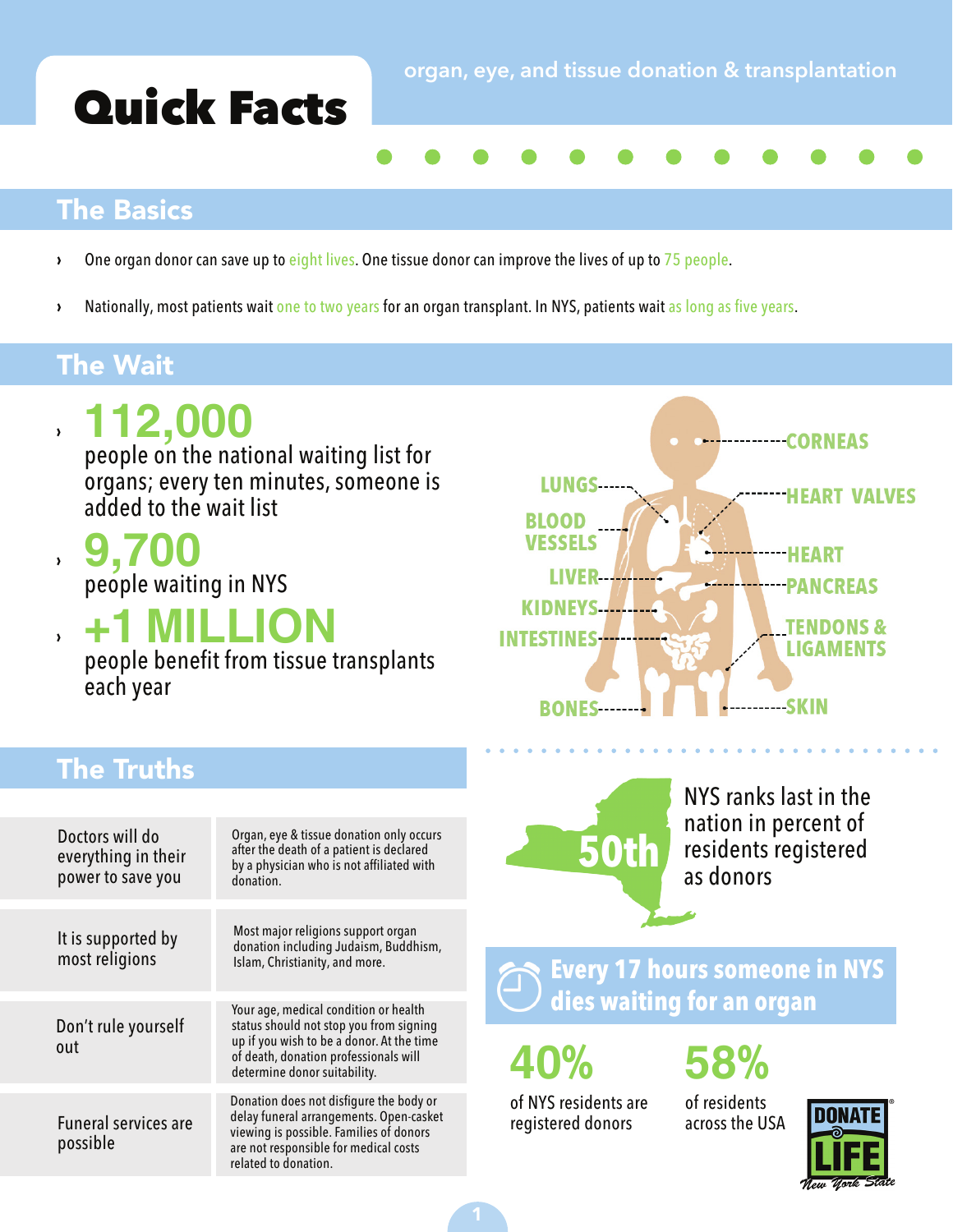# Quick Facts

organ, eye, and tissue donation & transplantation

## The Basics

- One organ donor can save up to eight lives. One tissue donor can improve the lives of up to 75 people.
- Nationally, most patients wait one to two years for an organ transplant. In NYS, patients wait as long as five years.

## The Wait

- **112,000** people on the national waiting list for organs; every ten minutes, someone is added to the wait list
- **9,700** people waiting in NYS
- **+1 MILLION** people benefit from tissue transplants each year

CORNEAS, LUNGS, HEART VALVES, BLOOD VESSELS, HEART, LIVER, PANCREAS, KIDNEYS, INTESTINES, TENDONS & LIGAMENTS, BONES, SKIN

## The Truths

| | |
|---|---|
| Doctors will do everything in their power to save you | Organ, eye & tissue donation only occurs after the death of a patient is declared by a physician who is not affiliated with donation. |
| It is supported by most religions | Most major religions support organ donation including Judaism, Buddhism, Islam, Christianity, and more. |
| Don't rule yourself out | Your age, medical condition or health status should not stop you from signing up if you wish to be a donor. At the time of death, donation professionals will determine donor suitability. |
| Funeral services are possible | Donation does not disfigure the body or delay funeral arrangements. Open-casket viewing is possible. Families of donors are not responsible for medical costs related to donation. |

**50th** NYS ranks last in the nation in percent of residents registered as donors

**Every 17 hours someone in NYS dies waiting for an organ**

**40%** of NYS residents are registered donors

**58%** of residents across the USA

DONATE LIFE New York State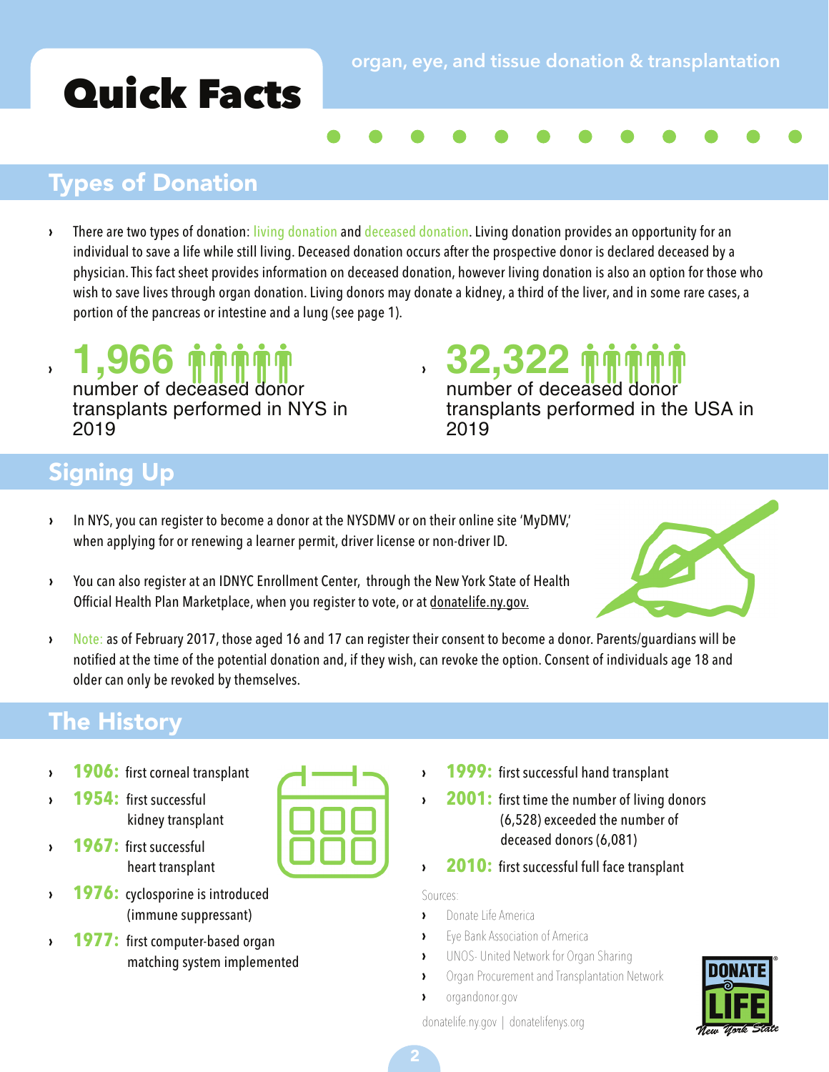# Quick Facts

organ, eye, and tissue donation & transplantation

## Types of Donation

- There are two types of donation: living donation and deceased donation. Living donation provides an opportunity for an individual to save a life while still living. Deceased donation occurs after the prospective donor is declared deceased by a physician. This fact sheet provides information on deceased donation, however living donation is also an option for those who wish to save lives through organ donation. Living donors may donate a kidney, a third of the liver, and in some rare cases, a portion of the pancreas or intestine and a lung (see page 1).

- **1,966** number of deceased donor transplants performed in NYS in 2019
- **32,322** number of deceased donor transplants performed in the USA in 2019

## Signing Up

- In NYS, you can register to become a donor at the NYSDMV or on their online site 'MyDMV,' when applying for or renewing a learner permit, driver license or non-driver ID.
- You can also register at an IDNYC Enrollment Center, through the New York State of Health Official Health Plan Marketplace, when you register to vote, or at donatelife.ny.gov.
- Note: as of February 2017, those aged 16 and 17 can register their consent to become a donor. Parents/guardians will be notified at the time of the potential donation and, if they wish, can revoke the option. Consent of individuals age 18 and older can only be revoked by themselves.

## The History

- **1906:** first corneal transplant
- **1954:** first successful kidney transplant
- **1967:** first successful heart transplant
- **1976:** cyclosporine is introduced (immune suppressant)
- **1977:** first computer-based organ matching system implemented
- **1999:** first successful hand transplant
- **2001:** first time the number of living donors (6,528) exceeded the number of deceased donors (6,081)
- **2010:** first successful full face transplant

Sources:

- Donate Life America
- Eye Bank Association of America
- UNOS- United Network for Organ Sharing
- Organ Procurement and Transplantation Network
- organdonor.gov

donatelife.ny.gov | donatelifenys.org

DONATE LIFE New York State